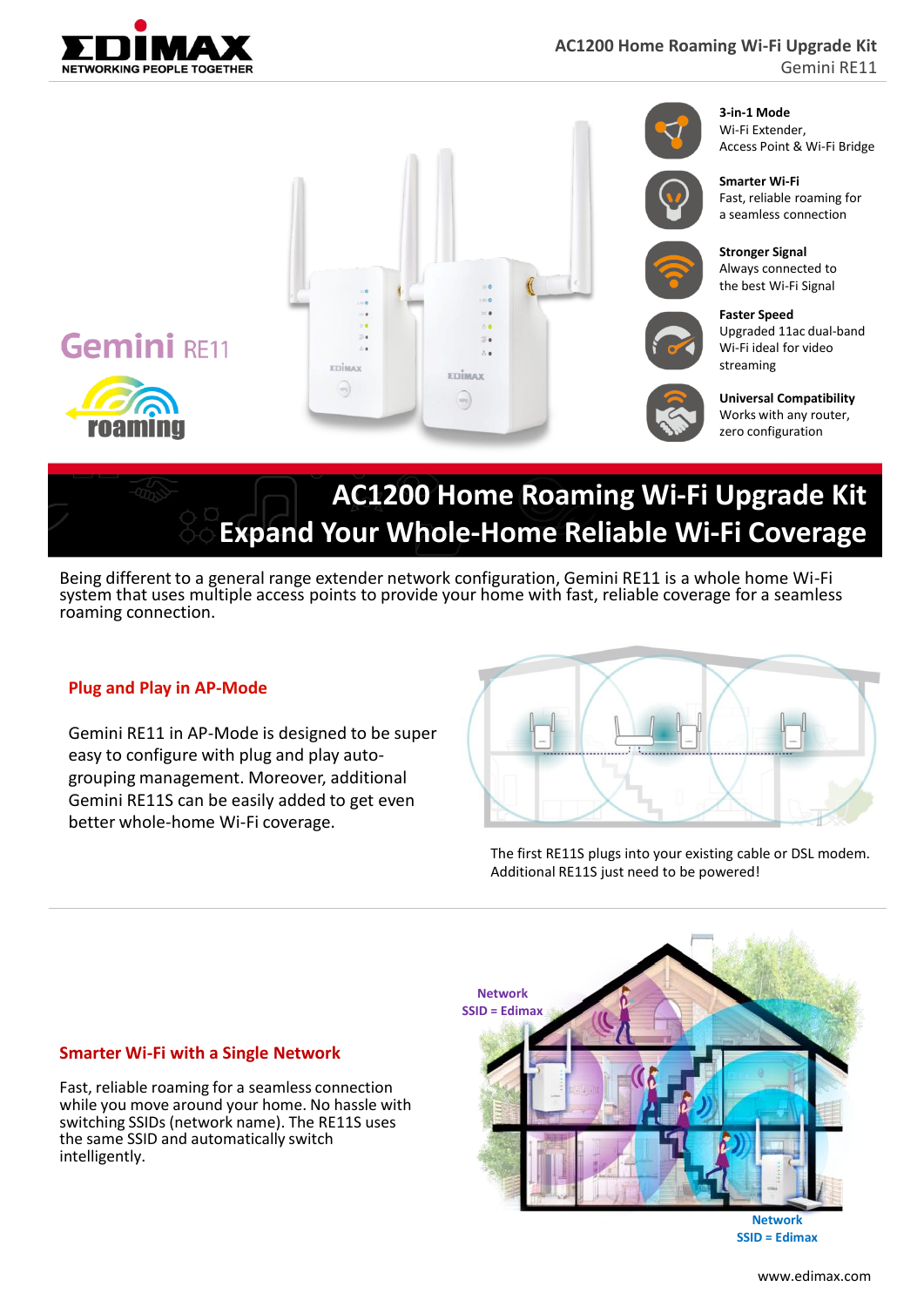# AC1200 Home Roaming Wi-Fi Upgrade Kit

Gemini RE11

**3-in-1 Mode**
Wi-Fi Extender, Access Point & Wi-Fi Bridge

**Smarter Wi-Fi**
Fast, reliable roaming for a seamless connection

**Stronger Signal**
Always connected to the best Wi-Fi Signal

**Faster Speed**
Upgraded 11ac dual-band Wi-Fi ideal for video streaming

**Universal Compatibility**
Works with any router, zero configuration

## AC1200 Home Roaming Wi-Fi Upgrade Kit
## Expand Your Whole-Home Reliable Wi-Fi Coverage

Being different to a general range extender network configuration, Gemini RE11 is a whole home Wi-Fi system that uses multiple access points to provide your home with fast, reliable coverage for a seamless roaming connection.

### Plug and Play in AP-Mode

Gemini RE11 in AP-Mode is designed to be super easy to configure with plug and play auto-grouping management. Moreover, additional Gemini RE11S can be easily added to get even better whole-home Wi-Fi coverage.

The first RE11S plugs into your existing cable or DSL modem. Additional RE11S just need to be powered!

### Smarter Wi-Fi with a Single Network

Fast, reliable roaming for a seamless connection while you move around your home. No hassle with switching SSIDs (network name). The RE11S uses the same SSID and automatically switch intelligently.

Network SSID = Edimax

Network SSID = Edimax

www.edimax.com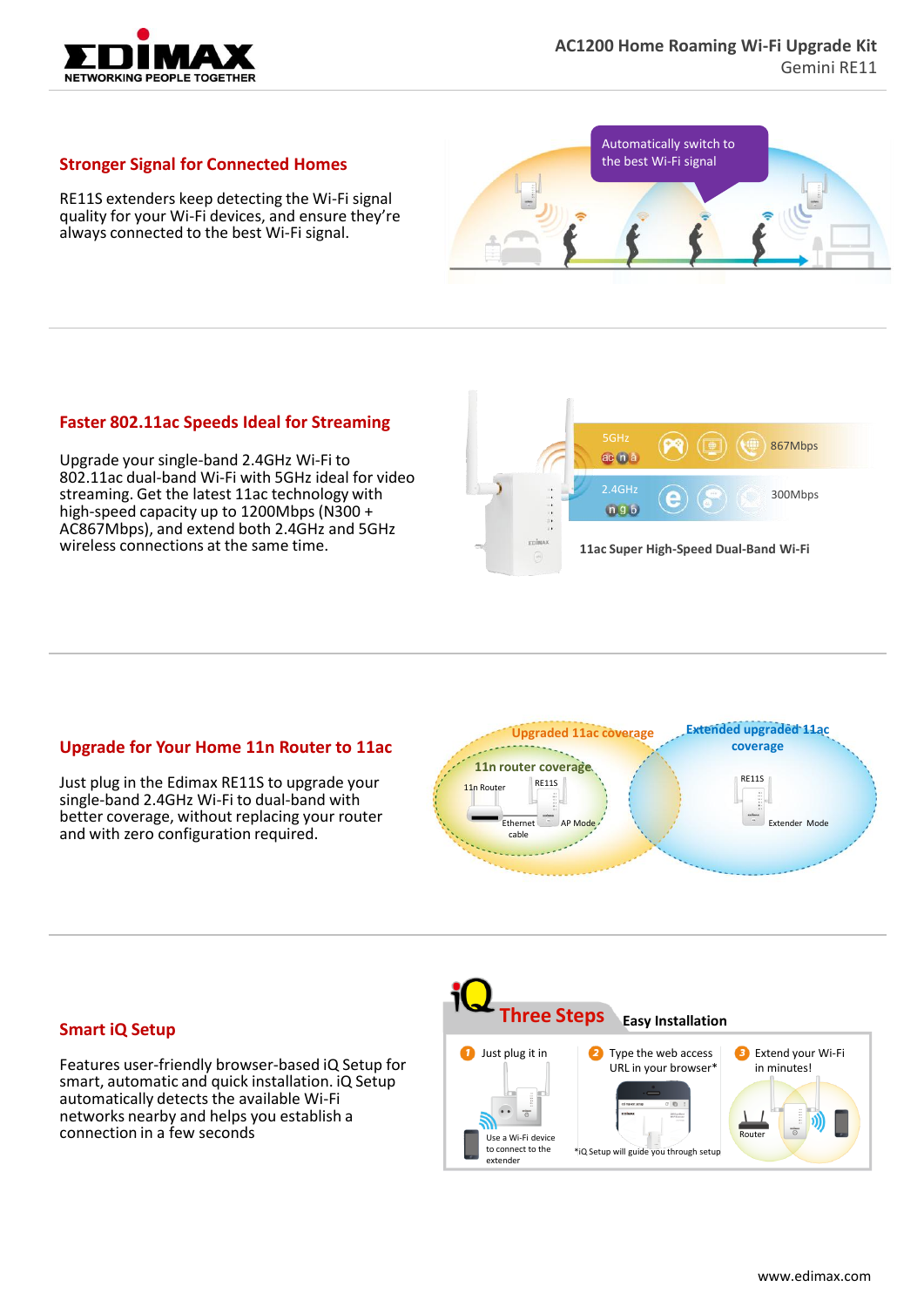## Stronger Signal for Connected Homes

RE11S extenders keep detecting the Wi-Fi signal quality for your Wi-Fi devices, and ensure they're always connected to the best Wi-Fi signal.

Automatically switch to the best Wi-Fi signal

## Faster 802.11ac Speeds Ideal for Streaming

Upgrade your single-band 2.4GHz Wi-Fi to 802.11ac dual-band Wi-Fi with 5GHz ideal for video streaming. Get the latest 11ac technology with high-speed capacity up to 1200Mbps (N300 + AC867Mbps), and extend both 2.4GHz and 5GHz wireless connections at the same time.

5GHz ac n a 867Mbps

2.4GHz n g b 300Mbps

11ac Super High-Speed Dual-Band Wi-Fi

## Upgrade for Your Home 11n Router to 11ac

Just plug in the Edimax RE11S to upgrade your single-band 2.4GHz Wi-Fi to dual-band with better coverage, without replacing your router and with zero configuration required.

Upgraded 11ac coverage — 11n router coverage — 11n Router — RE11S — Ethernet cable — AP Mode

Extended upgraded 11ac coverage — RE11S — Extender Mode

## Smart iQ Setup

Features user-friendly browser-based iQ Setup for smart, automatic and quick installation. iQ Setup automatically detects the available Wi-Fi networks nearby and helps you establish a connection in a few seconds

iQ Three Steps Easy Installation

1. Just plug it in — Use a Wi-Fi device to connect to the extender
2. Type the web access URL in your browser* — *iQ Setup will guide you through setup
3. Extend your Wi-Fi in minutes! — Router

www.edimax.com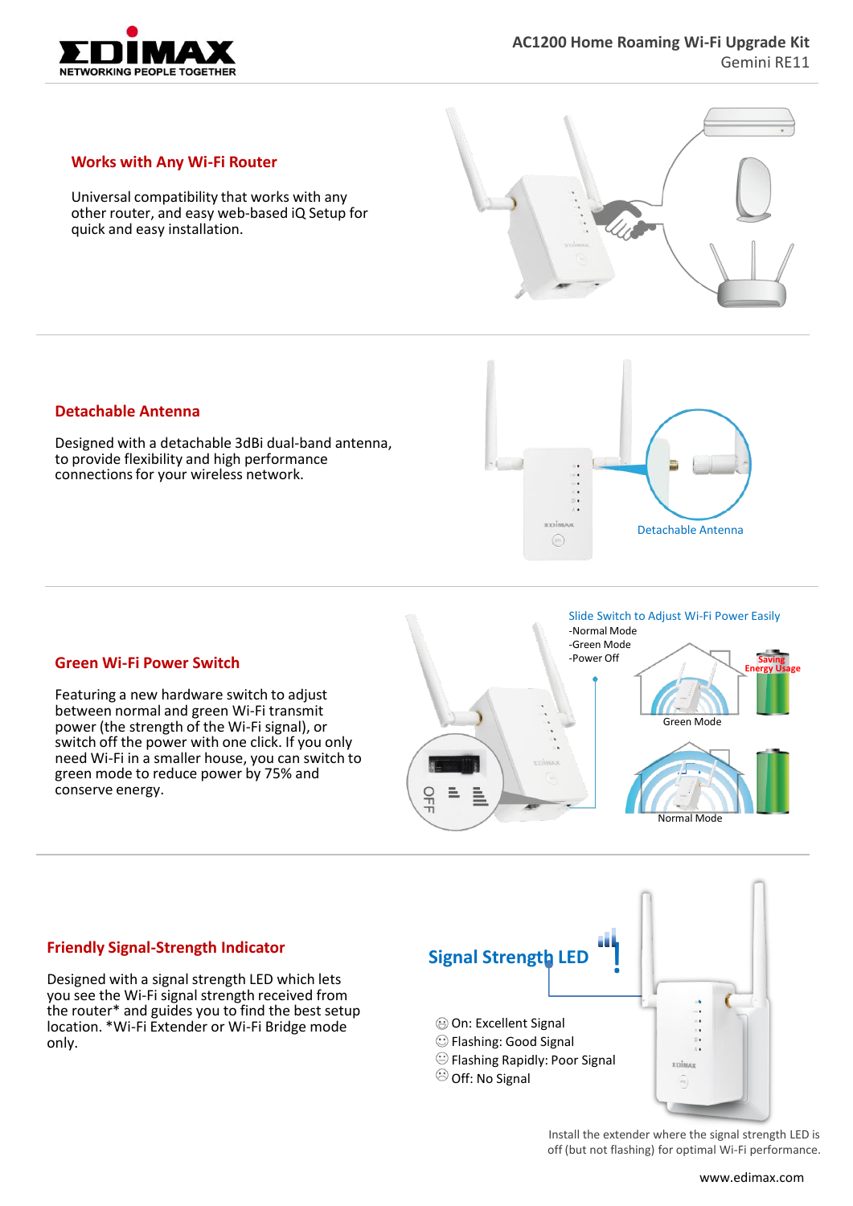## Works with Any Wi-Fi Router

Universal compatibility that works with any other router, and easy web-based iQ Setup for quick and easy installation.

## Detachable Antenna

Designed with a detachable 3dBi dual-band antenna, to provide flexibility and high performance connections for your wireless network.

Detachable Antenna

## Green Wi-Fi Power Switch

Featuring a new hardware switch to adjust between normal and green Wi-Fi transmit power (the strength of the Wi-Fi signal), or switch off the power with one click. If you only need Wi-Fi in a smaller house, you can switch to green mode to reduce power by 75% and conserve energy.

Slide Switch to Adjust Wi-Fi Power Easily

- -Normal Mode
- -Green Mode
- -Power Off

Saving Energy Usage

Green Mode

Normal Mode

## Friendly Signal-Strength Indicator

Designed with a signal strength LED which lets you see the Wi-Fi signal strength received from the router* and guides you to find the best setup location. *Wi-Fi Extender or Wi-Fi Bridge mode only.

**Signal Strength LED**

- On: Excellent Signal
- Flashing: Good Signal
- Flashing Rapidly: Poor Signal
- Off: No Signal

Install the extender where the signal strength LED is off (but not flashing) for optimal Wi-Fi performance.

www.edimax.com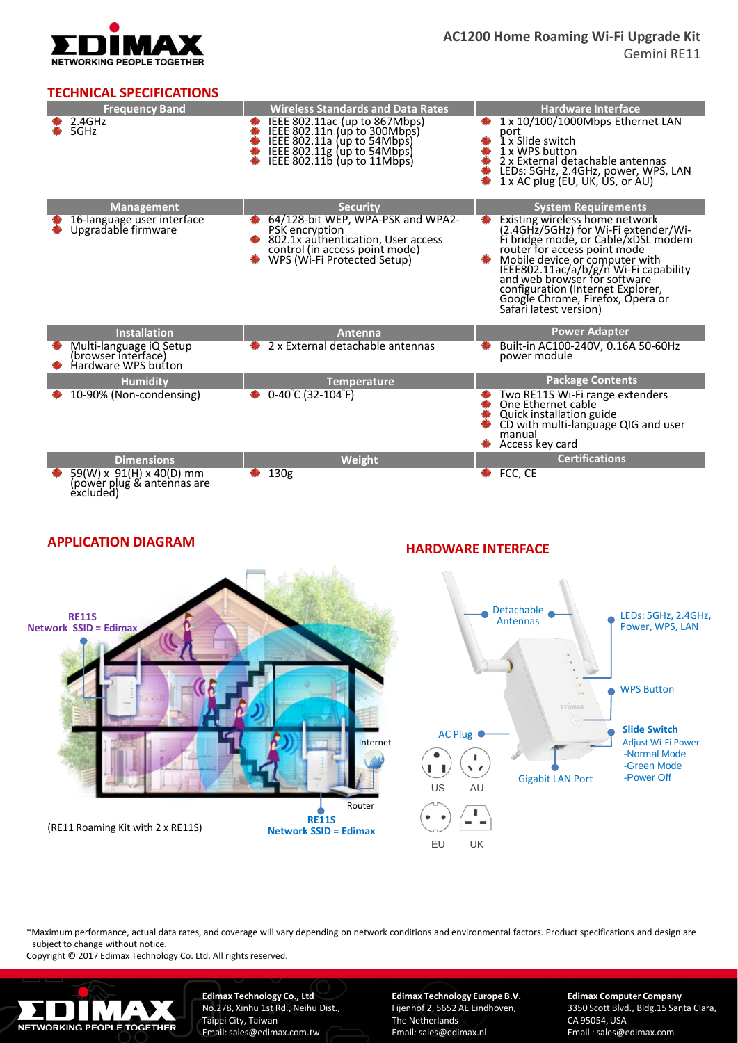# AC1200 Home Roaming Wi-Fi Upgrade Kit

Gemini RE11

## TECHNICAL SPECIFICATIONS

| Frequency Band | Wireless Standards and Data Rates | Hardware Interface |
|---|---|---|
| • 2.4GHz<br>• 5GHz | • IEEE 802.11ac (up to 867Mbps)<br>• IEEE 802.11n (up to 300Mbps)<br>• IEEE 802.11a (up to 54Mbps)<br>• IEEE 802.11g (up to 54Mbps)<br>• IEEE 802.11b (up to 11Mbps) | • 1 x 10/100/1000Mbps Ethernet LAN port<br>• 1 x Slide switch<br>• 1 x WPS button<br>• 2 x External detachable antennas<br>• LEDs: 5GHz, 2.4GHz, power, WPS, LAN<br>• 1 x AC plug (EU, UK, US, or AU) |
| **Management** | **Security** | **System Requirements** |
| • 16-language user interface<br>• Upgradable firmware | • 64/128-bit WEP, WPA-PSK and WPA2-PSK encryption<br>• 802.1x authentication, User access control (in access point mode)<br>• WPS (Wi-Fi Protected Setup) | • Existing wireless home network (2.4GHz/5GHz) for Wi-Fi extender/Wi-Fi bridge mode, or Cable/xDSL modem router for access point mode<br>• Mobile device or computer with IEEE802.11ac/a/b/g/n Wi-Fi capability and web browser for software configuration (Internet Explorer, Google Chrome, Firefox, Opera or Safari latest version) |
| **Installation** | **Antenna** | **Power Adapter** |
| • Multi-language iQ Setup (browser interface)<br>• Hardware WPS button | • 2 x External detachable antennas | • Built-in AC100-240V, 0.16A 50-60Hz power module |
| **Humidity** | **Temperature** | **Package Contents** |
| • 10-90% (Non-condensing) | • 0-40°C (32-104°F) | • Two RE11S Wi-Fi range extenders<br>• One Ethernet cable<br>• Quick installation guide<br>• CD with multi-language QIG and user manual<br>• Access key card |
| **Dimensions** | **Weight** | **Certifications** |
| • 59(W) x 91(H) x 40(D) mm (power plug & antennas are excluded) | • 130g | • FCC, CE |

## APPLICATION DIAGRAM

RE11S
Network SSID = Edimax

Internet

Router

RE11S
Network SSID = Edimax

(RE11 Roaming Kit with 2 x RE11S)

## HARDWARE INTERFACE

Detachable Antennas

LEDs: 5GHz, 2.4GHz, Power, WPS, LAN

WPS Button

AC Plug

Slide Switch
Adjust Wi-Fi Power
-Normal Mode
-Green Mode
-Power Off

Gigabit LAN Port

US AU

EU UK

*Maximum performance, actual data rates, and coverage will vary depending on network conditions and environmental factors. Product specifications and design are subject to change without notice.

Copyright © 2017 Edimax Technology Co. Ltd. All rights reserved.

**Edimax Technology Co., Ltd**
No.278, Xinhu 1st Rd., Neihu Dist.,
Taipei City, Taiwan
Email: sales@edimax.com.tw

**Edimax Technology Europe B.V.**
Fijenhof 2, 5652 AE Eindhoven,
The Netherlands
Email: sales@edimax.nl

**Edimax Computer Company**
3350 Scott Blvd., Bldg.15 Santa Clara,
CA 95054, USA
Email : sales@edimax.com